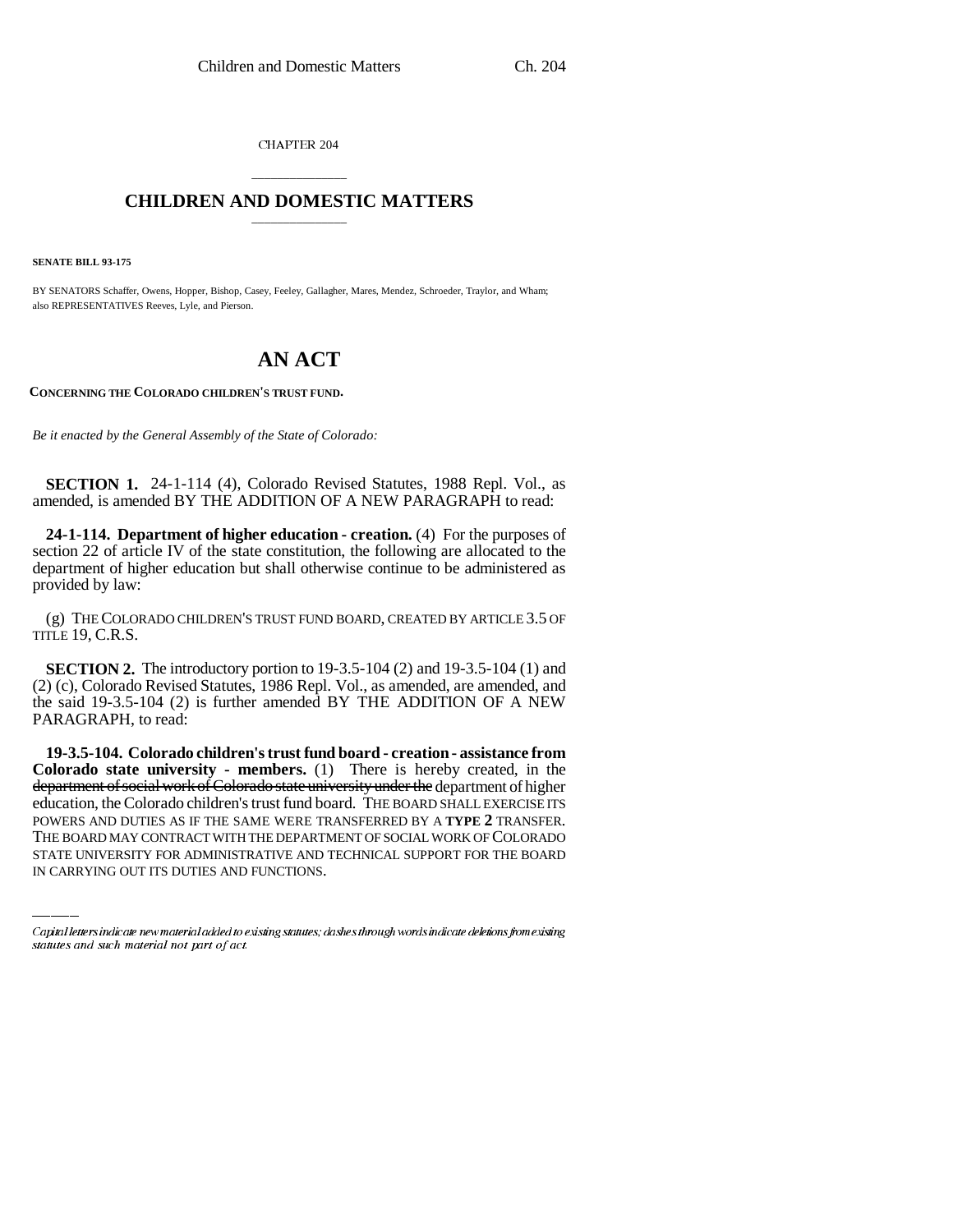CHAPTER 204

## CHILDREN AND DOMESTIC MATTERS

**SENATE BILL 93-175**

BY SENATORS Schaffer, Owens, Hopper, Bishop, Casey, Feeley, Gallagher, Mares, Mendez, Schroeder, Traylor, and Wham; also REPRESENTATIVES Reeves, Lyle, and Pierson.

# AN ACT

**CONCERNING THE COLORADO CHILDREN'S TRUST FUND.**

*Be it enacted by the General Assembly of the State of Colorado:*

**SECTION 1.** 24-1-114 (4), Colorado Revised Statutes, 1988 Repl. Vol., as amended, is amended BY THE ADDITION OF A NEW PARAGRAPH to read:

**24-1-114. Department of higher education - creation.** (4) For the purposes of section 22 of article IV of the state constitution, the following are allocated to the department of higher education but shall otherwise continue to be administered as provided by law:

(g) THE COLORADO CHILDREN'S TRUST FUND BOARD, CREATED BY ARTICLE 3.5 OF TITLE 19, C.R.S.

**SECTION 2.** The introductory portion to 19-3.5-104 (2) and 19-3.5-104 (1) and (2) (c), Colorado Revised Statutes, 1986 Repl. Vol., as amended, are amended, and the said 19-3.5-104 (2) is further amended BY THE ADDITION OF A NEW PARAGRAPH, to read:

**19-3.5-104. Colorado children's trust fund board - creation - assistance from Colorado state university - members.** (1) There is hereby created, in the ~~department of social work of Colorado state university under the~~ department of higher education, the Colorado children's trust fund board. THE BOARD SHALL EXERCISE ITS POWERS AND DUTIES AS IF THE SAME WERE TRANSFERRED BY A **TYPE 2** TRANSFER. THE BOARD MAY CONTRACT WITH THE DEPARTMENT OF SOCIAL WORK OF COLORADO STATE UNIVERSITY FOR ADMINISTRATIVE AND TECHNICAL SUPPORT FOR THE BOARD IN CARRYING OUT ITS DUTIES AND FUNCTIONS.

*Capital letters indicate new material added to existing statutes; dashes through words indicate deletions from existing statutes and such material not part of act.*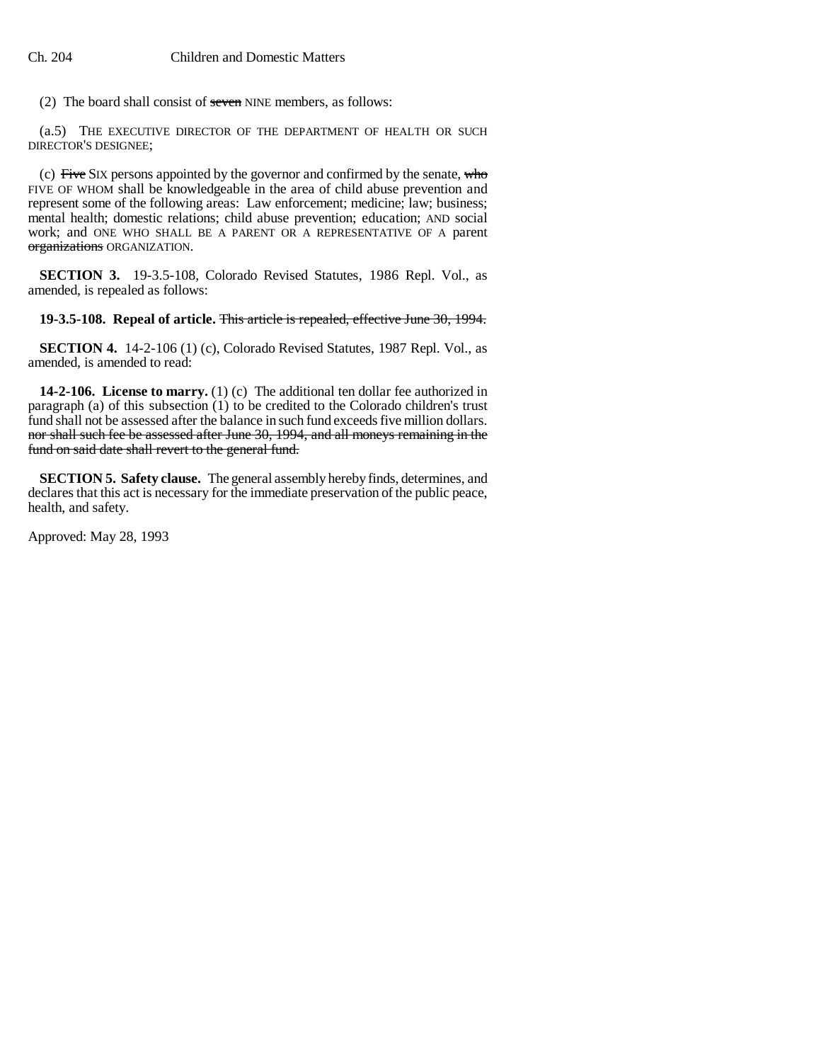(2) The board shall consist of ~~seven~~ NINE members, as follows:

(a.5) THE EXECUTIVE DIRECTOR OF THE DEPARTMENT OF HEALTH OR SUCH DIRECTOR'S DESIGNEE;

(c) ~~Five~~ SIX persons appointed by the governor and confirmed by the senate, ~~who~~ FIVE OF WHOM shall be knowledgeable in the area of child abuse prevention and represent some of the following areas: Law enforcement; medicine; law; business; mental health; domestic relations; child abuse prevention; education; AND social work; and ONE WHO SHALL BE A PARENT OR A REPRESENTATIVE OF A parent ~~organizations~~ ORGANIZATION.

**SECTION 3.** 19-3.5-108, Colorado Revised Statutes, 1986 Repl. Vol., as amended, is repealed as follows:

**19-3.5-108. Repeal of article.** ~~This article is repealed, effective June 30, 1994.~~

**SECTION 4.** 14-2-106 (1) (c), Colorado Revised Statutes, 1987 Repl. Vol., as amended, is amended to read:

**14-2-106. License to marry.** (1) (c) The additional ten dollar fee authorized in paragraph (a) of this subsection (1) to be credited to the Colorado children's trust fund shall not be assessed after the balance in such fund exceeds five million dollars. ~~nor shall such fee be assessed after June 30, 1994, and all moneys remaining in the fund on said date shall revert to the general fund.~~

**SECTION 5. Safety clause.** The general assembly hereby finds, determines, and declares that this act is necessary for the immediate preservation of the public peace, health, and safety.

Approved: May 28, 1993